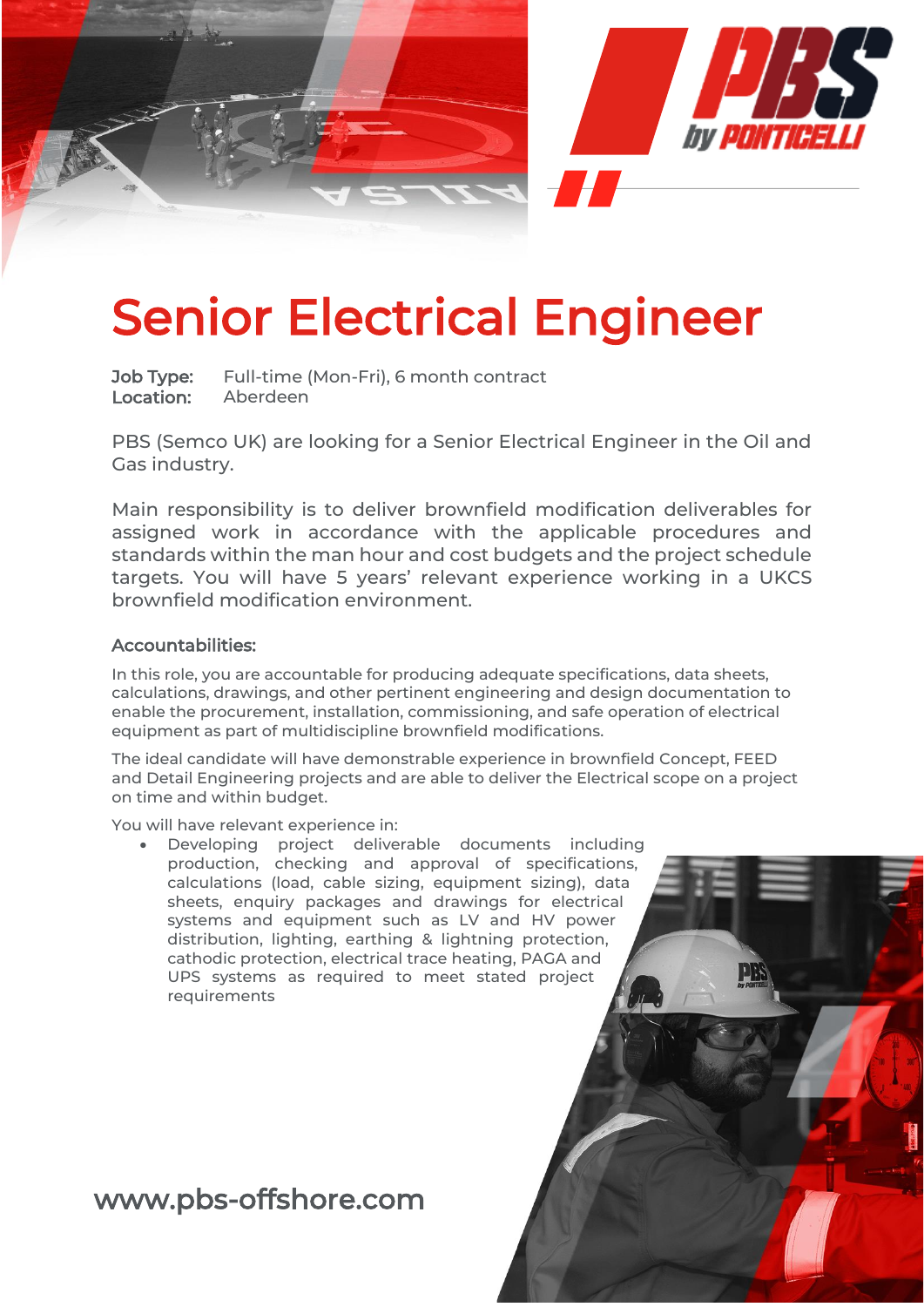# Senior Electrical Engineer

**Job Type:** Full-time (Mon-Fri), 6 month contract
**Location:** Aberdeen

PBS (Semco UK) are looking for a Senior Electrical Engineer in the Oil and Gas industry.

Main responsibility is to deliver brownfield modification deliverables for assigned work in accordance with the applicable procedures and standards within the man hour and cost budgets and the project schedule targets. You will have 5 years' relevant experience working in a UKCS brownfield modification environment.

### Accountabilities:

In this role, you are accountable for producing adequate specifications, data sheets, calculations, drawings, and other pertinent engineering and design documentation to enable the procurement, installation, commissioning, and safe operation of electrical equipment as part of multidiscipline brownfield modifications.

The ideal candidate will have demonstrable experience in brownfield Concept, FEED and Detail Engineering projects and are able to deliver the Electrical scope on a project on time and within budget.

You will have relevant experience in:

- Developing project deliverable documents including production, checking and approval of specifications, calculations (load, cable sizing, equipment sizing), data sheets, enquiry packages and drawings for electrical systems and equipment such as LV and HV power distribution, lighting, earthing & lightning protection, cathodic protection, electrical trace heating, PAGA and UPS systems as required to meet stated project requirements

www.pbs-offshore.com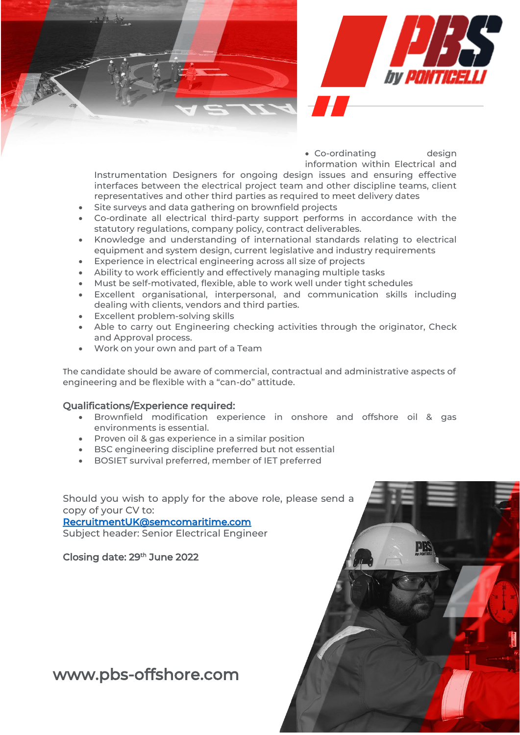- Co-ordinating design information within Electrical and Instrumentation Designers for ongoing design issues and ensuring effective interfaces between the electrical project team and other discipline teams, client representatives and other third parties as required to meet delivery dates
- Site surveys and data gathering on brownfield projects
- Co-ordinate all electrical third-party support performs in accordance with the statutory regulations, company policy, contract deliverables.
- Knowledge and understanding of international standards relating to electrical equipment and system design, current legislative and industry requirements
- Experience in electrical engineering across all size of projects
- Ability to work efficiently and effectively managing multiple tasks
- Must be self-motivated, flexible, able to work well under tight schedules
- Excellent organisational, interpersonal, and communication skills including dealing with clients, vendors and third parties.
- Excellent problem-solving skills
- Able to carry out Engineering checking activities through the originator, Check and Approval process.
- Work on your own and part of a Team

The candidate should be aware of commercial, contractual and administrative aspects of engineering and be flexible with a "can-do" attitude.

## Qualifications/Experience required:

- Brownfield modification experience in onshore and offshore oil & gas environments is essential.
- Proven oil & gas experience in a similar position
- BSC engineering discipline preferred but not essential
- BOSIET survival preferred, member of IET preferred

Should you wish to apply for the above role, please send a copy of your CV to:
RecruitmentUK@semcomaritime.com
Subject header: Senior Electrical Engineer

Closing date: 29th June 2022

www.pbs-offshore.com